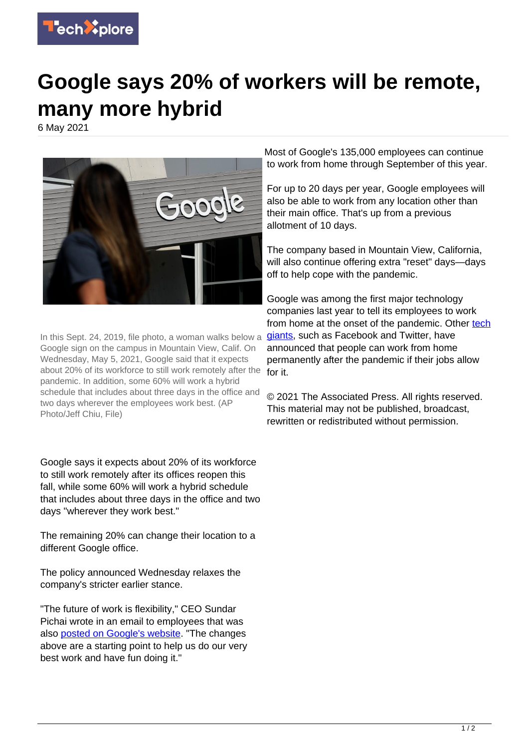# Google says 20% of workers will be remote, many more hybrid

6 May 2021

In this Sept. 24, 2019, file photo, a woman walks below a Google sign on the campus in Mountain View, Calif. On Wednesday, May 5, 2021, Google said that it expects about 20% of its workforce to still work remotely after the pandemic. In addition, some 60% will work a hybrid schedule that includes about three days in the office and two days wherever the employees work best. (AP Photo/Jeff Chiu, File)

Google says it expects about 20% of its workforce to still work remotely after its offices reopen this fall, while some 60% will work a hybrid schedule that includes about three days in the office and two days "wherever they work best."

The remaining 20% can change their location to a different Google office.

The policy announced Wednesday relaxes the company's stricter earlier stance.

"The future of work is flexibility," CEO Sundar Pichai wrote in an email to employees that was also posted on Google's website. "The changes above are a starting point to help us do our very best work and have fun doing it."

Most of Google's 135,000 employees can continue to work from home through September of this year.

For up to 20 days per year, Google employees will also be able to work from any location other than their main office. That's up from a previous allotment of 10 days.

The company based in Mountain View, California, will also continue offering extra "reset" days—days off to help cope with the pandemic.

Google was among the first major technology companies last year to tell its employees to work from home at the onset of the pandemic. Other tech giants, such as Facebook and Twitter, have announced that people can work from home permanently after the pandemic if their jobs allow for it.

© 2021 The Associated Press. All rights reserved. This material may not be published, broadcast, rewritten or redistributed without permission.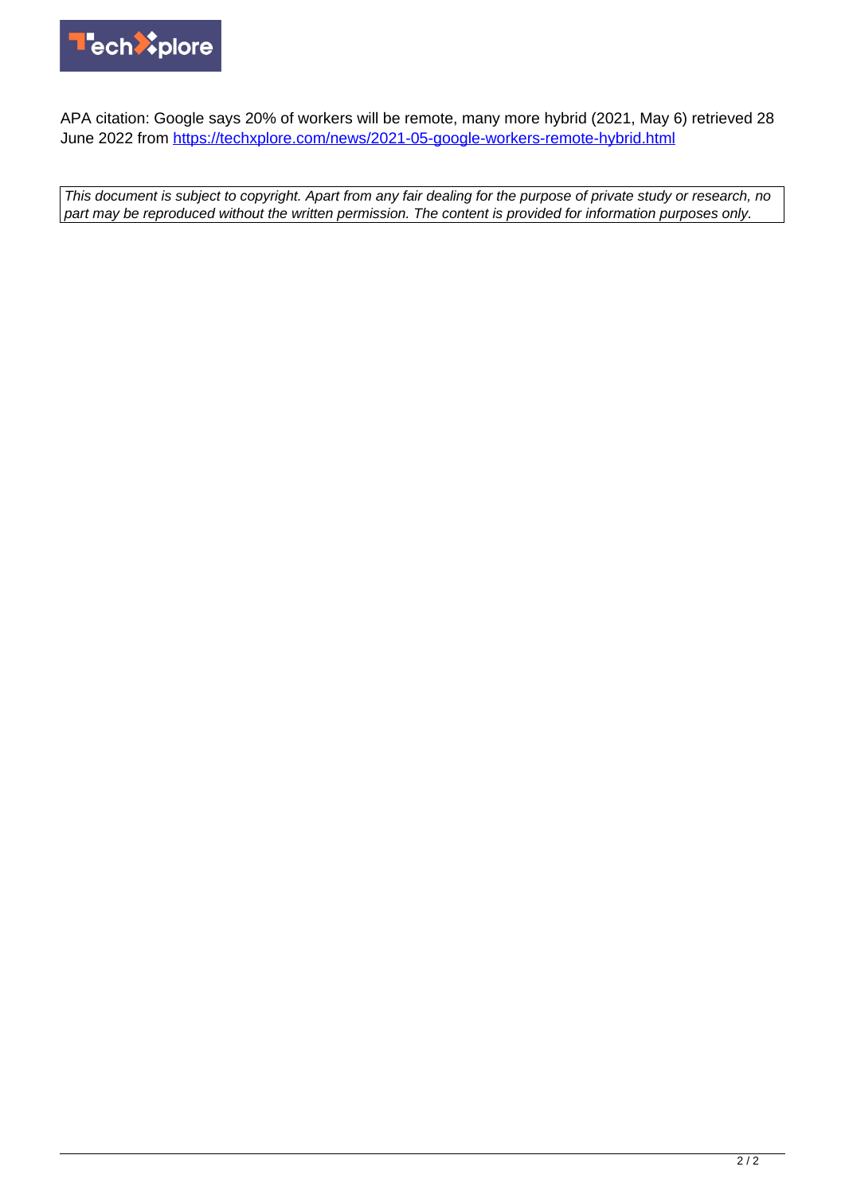APA citation: Google says 20% of workers will be remote, many more hybrid (2021, May 6) retrieved 28 June 2022 from https://techxplore.com/news/2021-05-google-workers-remote-hybrid.html

*This document is subject to copyright. Apart from any fair dealing for the purpose of private study or research, no part may be reproduced without the written permission. The content is provided for information purposes only.*